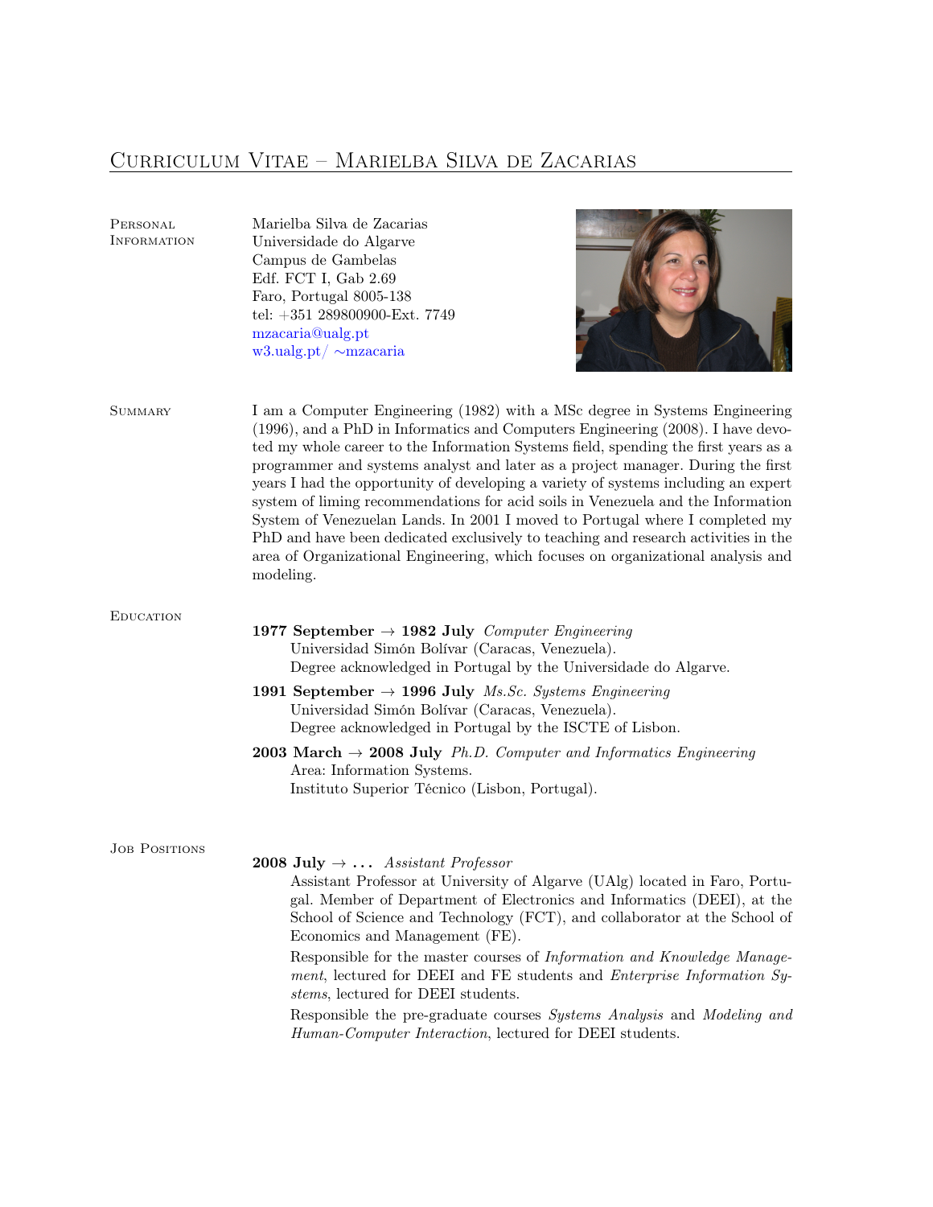# Curriculum Vitae – Marielba Silva de Zacarias

## Personal Information

Marielba Silva de Zacarias
Universidade do Algarve
Campus de Gambelas
Edf. FCT I, Gab 2.69
Faro, Portugal 8005-138
tel: +351 289800900-Ext. 7749
mzacaria@ualg.pt
w3.ualg.pt/ ∼mzacaria

## Summary

I am a Computer Engineering (1982) with a MSc degree in Systems Engineering (1996), and a PhD in Informatics and Computers Engineering (2008). I have devoted my whole career to the Information Systems field, spending the first years as a programmer and systems analyst and later as a project manager. During the first years I had the opportunity of developing a variety of systems including an expert system of liming recommendations for acid soils in Venezuela and the Information System of Venezuelan Lands. In 2001 I moved to Portugal where I completed my PhD and have been dedicated exclusively to teaching and research activities in the area of Organizational Engineering, which focuses on organizational analysis and modeling.

## Education

**1977 September → 1982 July** *Computer Engineering*
Universidad Simón Bolívar (Caracas, Venezuela).
Degree acknowledged in Portugal by the Universidade do Algarve.

**1991 September → 1996 July** *Ms.Sc. Systems Engineering*
Universidad Simón Bolívar (Caracas, Venezuela).
Degree acknowledged in Portugal by the ISCTE of Lisbon.

**2003 March → 2008 July** *Ph.D. Computer and Informatics Engineering*
Area: Information Systems.
Instituto Superior Técnico (Lisbon, Portugal).

## Job Positions

**2008 July → . . .** *Assistant Professor*
Assistant Professor at University of Algarve (UAlg) located in Faro, Portugal. Member of Department of Electronics and Informatics (DEEI), at the School of Science and Technology (FCT), and collaborator at the School of Economics and Management (FE).

Responsible for the master courses of *Information and Knowledge Management*, lectured for DEEI and FE students and *Enterprise Information Systems*, lectured for DEEI students.

Responsible the pre-graduate courses *Systems Analysis* and *Modeling and Human-Computer Interaction*, lectured for DEEI students.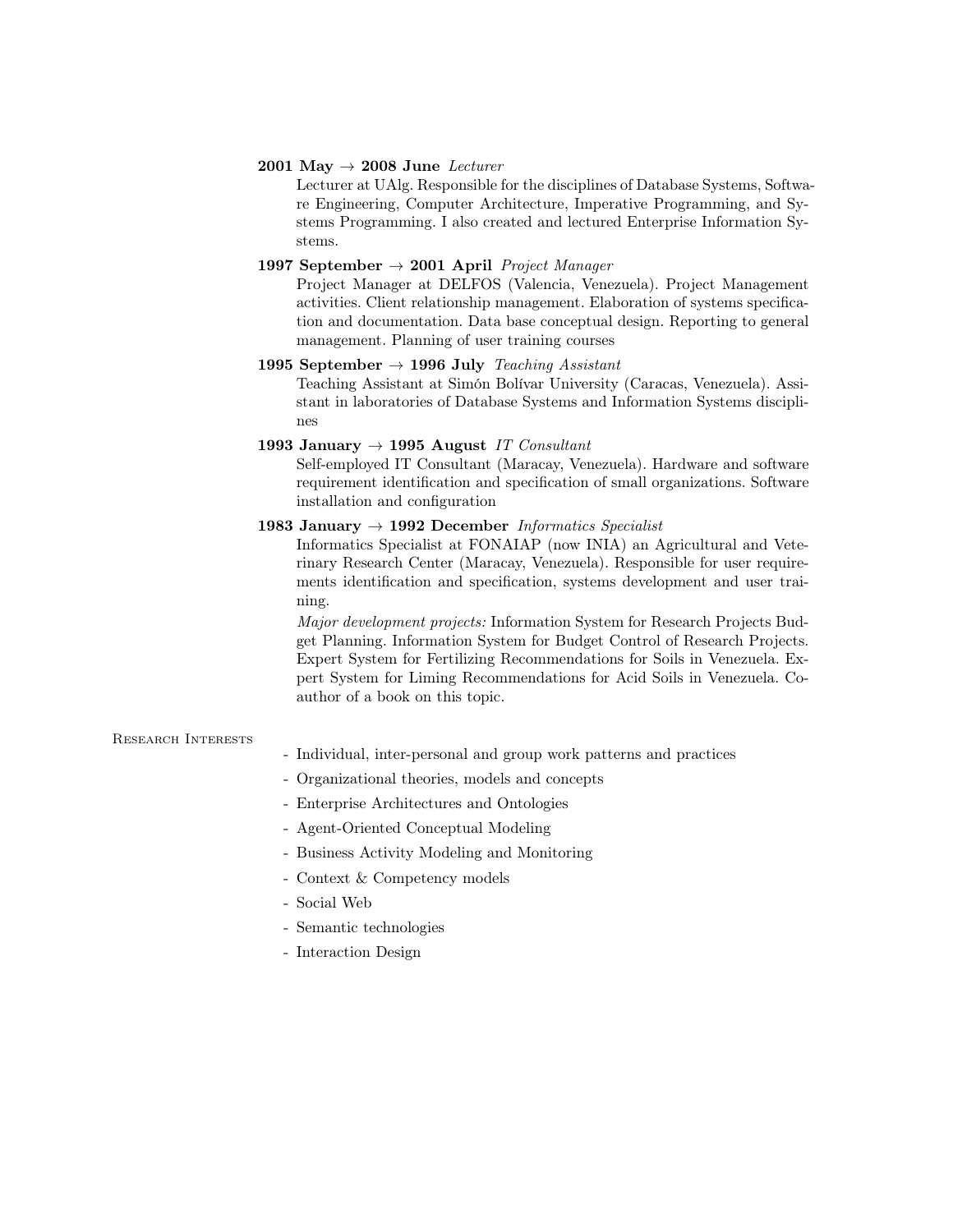**2001 May → 2008 June** *Lecturer*

Lecturer at UAlg. Responsible for the disciplines of Database Systems, Software Engineering, Computer Architecture, Imperative Programming, and Systems Programming. I also created and lectured Enterprise Information Systems.

**1997 September → 2001 April** *Project Manager*

Project Manager at DELFOS (Valencia, Venezuela). Project Management activities. Client relationship management. Elaboration of systems specification and documentation. Data base conceptual design. Reporting to general management. Planning of user training courses

**1995 September → 1996 July** *Teaching Assistant*

Teaching Assistant at Simón Bolívar University (Caracas, Venezuela). Assistant in laboratories of Database Systems and Information Systems disciplines

**1993 January → 1995 August** *IT Consultant*

Self-employed IT Consultant (Maracay, Venezuela). Hardware and software requirement identification and specification of small organizations. Software installation and configuration

**1983 January → 1992 December** *Informatics Specialist*

Informatics Specialist at FONAIAP (now INIA) an Agricultural and Veterinary Research Center (Maracay, Venezuela). Responsible for user requirements identification and specification, systems development and user training.

*Major development projects:* Information System for Research Projects Budget Planning. Information System for Budget Control of Research Projects. Expert System for Fertilizing Recommendations for Soils in Venezuela. Expert System for Liming Recommendations for Acid Soils in Venezuela. Coauthor of a book on this topic.

## Research Interests

- Individual, inter-personal and group work patterns and practices
- Organizational theories, models and concepts
- Enterprise Architectures and Ontologies
- Agent-Oriented Conceptual Modeling
- Business Activity Modeling and Monitoring
- Context & Competency models
- Social Web
- Semantic technologies
- Interaction Design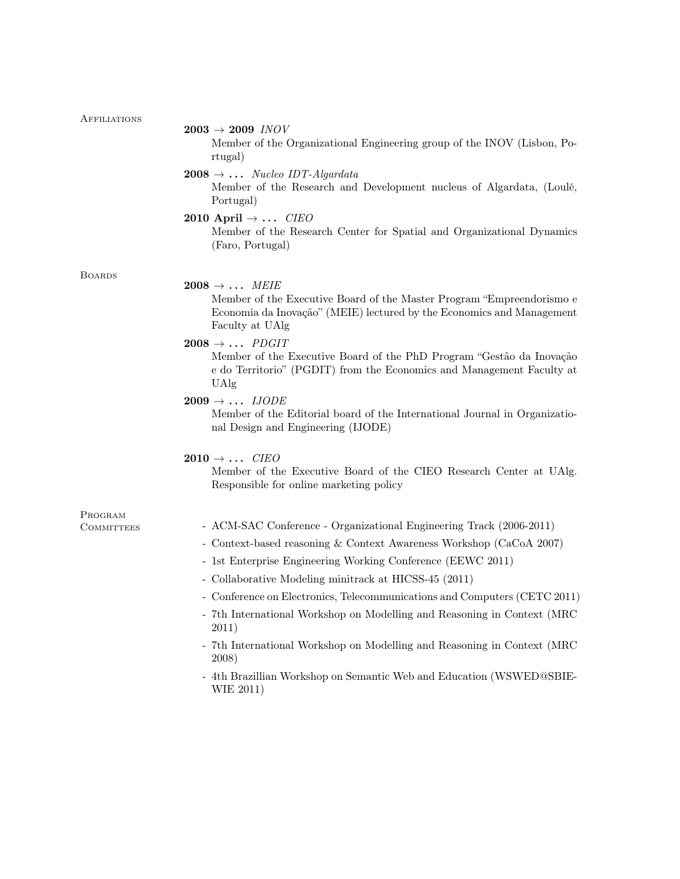## Affiliations

**2003 → 2009** *INOV*
Member of the Organizational Engineering group of the INOV (Lisbon, Portugal)

**2008 → ...** *Nucleo IDT-Algardata*
Member of the Research and Development nucleus of Algardata, (Loulé, Portugal)

**2010 April → ...** *CIEO*
Member of the Research Center for Spatial and Organizational Dynamics (Faro, Portugal)

## Boards

**2008 → ...** *MEIE*
Member of the Executive Board of the Master Program "Empreendorismo e Economia da Inovação" (MEIE) lectured by the Economics and Management Faculty at UAlg

**2008 → ...** *PDGIT*
Member of the Executive Board of the PhD Program "Gestão da Inovação e do Territorio" (PGDIT) from the Economics and Management Faculty at UAlg

**2009 → ...** *IJODE*
Member of the Editorial board of the International Journal in Organizational Design and Engineering (IJODE)

**2010 → ...** *CIEO*
Member of the Executive Board of the CIEO Research Center at UAlg. Responsible for online marketing policy

## Program Committees

- ACM-SAC Conference - Organizational Engineering Track (2006-2011)
- Context-based reasoning & Context Awareness Workshop (CaCoA 2007)
- 1st Enterprise Engineering Working Conference (EEWC 2011)
- Collaborative Modeling minitrack at HICSS-45 (2011)
- Conference on Electronics, Telecommunications and Computers (CETC 2011)
- 7th International Workshop on Modelling and Reasoning in Context (MRC 2011)
- 7th International Workshop on Modelling and Reasoning in Context (MRC 2008)
- 4th Brazillian Workshop on Semantic Web and Education (WSWED@SBIE-WIE 2011)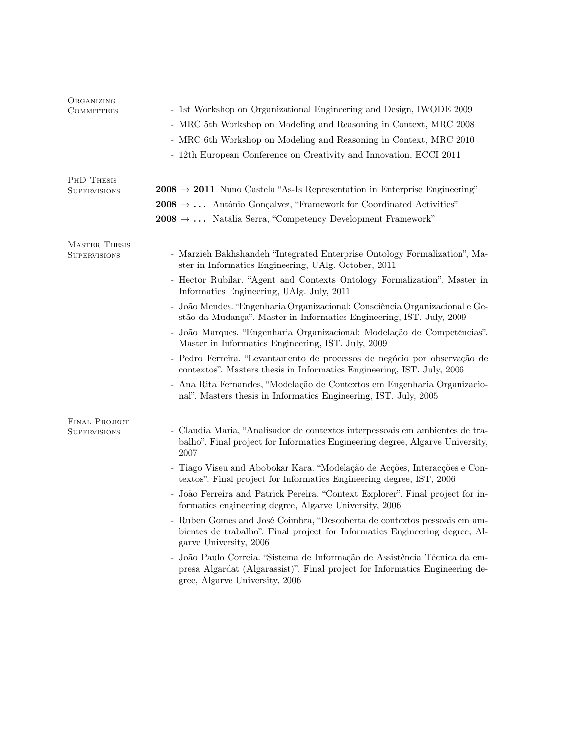## Organizing Committees

- 1st Workshop on Organizational Engineering and Design, IWODE 2009
- MRC 5th Workshop on Modeling and Reasoning in Context, MRC 2008
- MRC 6th Workshop on Modeling and Reasoning in Context, MRC 2010
- 12th European Conference on Creativity and Innovation, ECCI 2011

## PhD Thesis Supervisions

**2008 → 2011** Nuno Castela "As-Is Representation in Enterprise Engineering"

**2008 → . . .** António Gonçalvez, "Framework for Coordinated Activities"

**2008 → . . .** Natália Serra, "Competency Development Framework"

## Master Thesis Supervisions

- Marzieh Bakhshandeh "Integrated Enterprise Ontology Formalization", Master in Informatics Engineering, UAlg. October, 2011
- Hector Rubilar. "Agent and Contexts Ontology Formalization". Master in Informatics Engineering, UAlg. July, 2011
- João Mendes. "Engenharia Organizacional: Consciência Organizacional e Gestão da Mudança". Master in Informatics Engineering, IST. July, 2009
- João Marques. "Engenharia Organizacional: Modelação de Competências". Master in Informatics Engineering, IST. July, 2009
- Pedro Ferreira. "Levantamento de processos de negócio por observação de contextos". Masters thesis in Informatics Engineering, IST. July, 2006
- Ana Rita Fernandes, "Modelação de Contextos em Engenharia Organizacional". Masters thesis in Informatics Engineering, IST. July, 2005

## Final Project Supervisions

- Claudia Maria, "Analisador de contextos interpessoais em ambientes de trabalho". Final project for Informatics Engineering degree, Algarve University, 2007
- Tiago Viseu and Abobokar Kara. "Modelação de Acções, Interacções e Contextos". Final project for Informatics Engineering degree, IST, 2006
- João Ferreira and Patrick Pereira. "Context Explorer". Final project for informatics engineering degree, Algarve University, 2006
- Ruben Gomes and José Coimbra, "Descoberta de contextos pessoais em ambientes de trabalho". Final project for Informatics Engineering degree, Algarve University, 2006
- João Paulo Correia. "Sistema de Informação de Assistência Técnica da empresa Algardat (Algarassist)". Final project for Informatics Engineering degree, Algarve University, 2006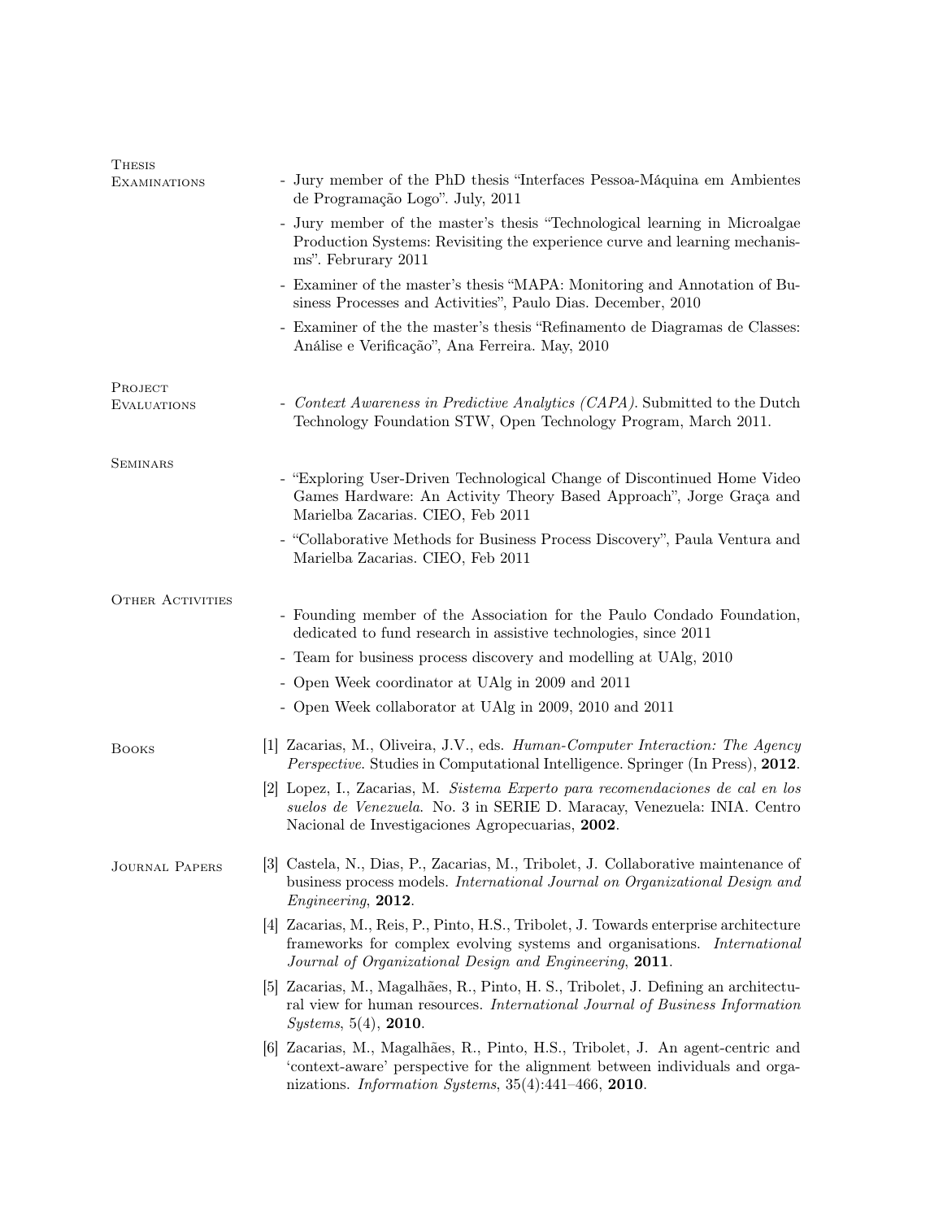## Thesis Examinations

- Jury member of the PhD thesis "Interfaces Pessoa-Máquina em Ambientes de Programação Logo". July, 2011
- Jury member of the master's thesis "Technological learning in Microalgae Production Systems: Revisiting the experience curve and learning mechanisms". Februrary 2011
- Examiner of the master's thesis "MAPA: Monitoring and Annotation of Business Processes and Activities", Paulo Dias. December, 2010
- Examiner of the the master's thesis "Refinamento de Diagramas de Classes: Análise e Verificação", Ana Ferreira. May, 2010

## Project Evaluations

- *Context Awareness in Predictive Analytics (CAPA)*. Submitted to the Dutch Technology Foundation STW, Open Technology Program, March 2011.

## Seminars

- "Exploring User-Driven Technological Change of Discontinued Home Video Games Hardware: An Activity Theory Based Approach", Jorge Graça and Marielba Zacarias. CIEO, Feb 2011
- "Collaborative Methods for Business Process Discovery", Paula Ventura and Marielba Zacarias. CIEO, Feb 2011

## Other Activities

- Founding member of the Association for the Paulo Condado Foundation, dedicated to fund research in assistive technologies, since 2011
- Team for business process discovery and modelling at UAlg, 2010
- Open Week coordinator at UAlg in 2009 and 2011
- Open Week collaborator at UAlg in 2009, 2010 and 2011

## Books

[1] Zacarias, M., Oliveira, J.V., eds. *Human-Computer Interaction: The Agency Perspective*. Studies in Computational Intelligence. Springer (In Press), **2012**.

[2] Lopez, I., Zacarias, M. *Sistema Experto para recomendaciones de cal en los suelos de Venezuela*. No. 3 in SERIE D. Maracay, Venezuela: INIA. Centro Nacional de Investigaciones Agropecuarias, **2002**.

## Journal Papers

[3] Castela, N., Dias, P., Zacarias, M., Tribolet, J. Collaborative maintenance of business process models. *International Journal on Organizational Design and Engineering*, **2012**.

[4] Zacarias, M., Reis, P., Pinto, H.S., Tribolet, J. Towards enterprise architecture frameworks for complex evolving systems and organisations. *International Journal of Organizational Design and Engineering*, **2011**.

[5] Zacarias, M., Magalhães, R., Pinto, H. S., Tribolet, J. Defining an architectural view for human resources. *International Journal of Business Information Systems*, 5(4), **2010**.

[6] Zacarias, M., Magalhães, R., Pinto, H.S., Tribolet, J. An agent-centric and 'context-aware' perspective for the alignment between individuals and organizations. *Information Systems*, 35(4):441–466, **2010**.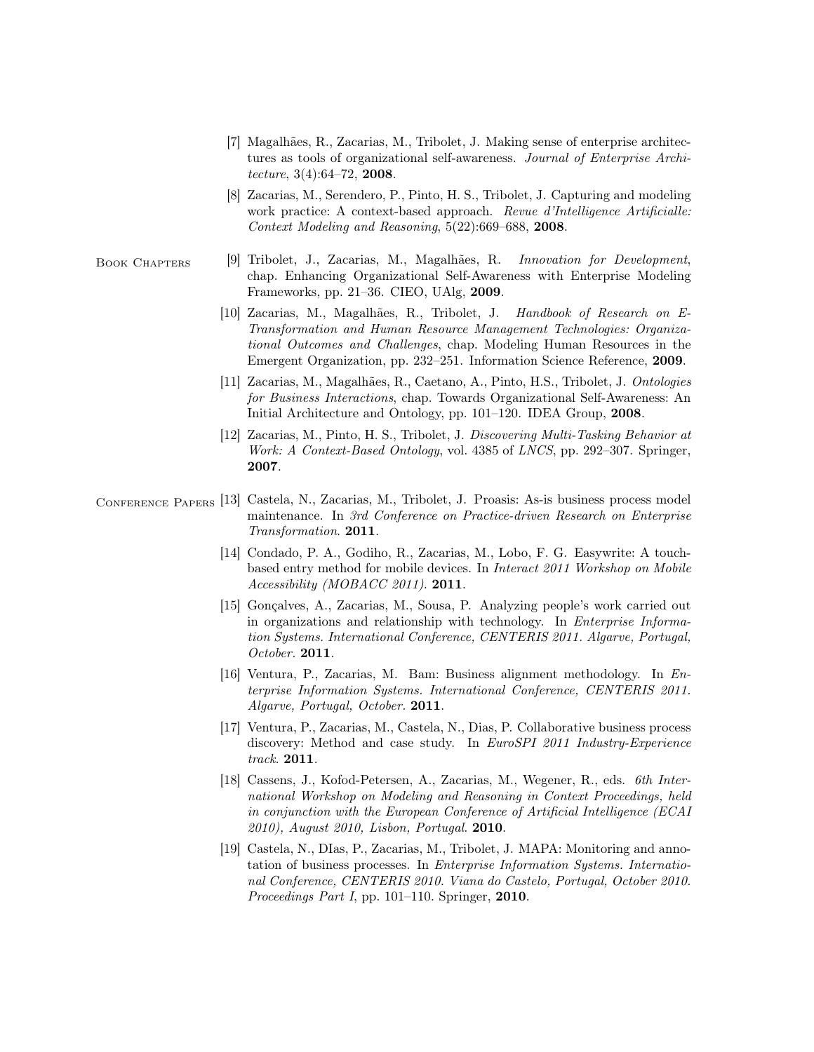[7] Magalhães, R., Zacarias, M., Tribolet, J. Making sense of enterprise architectures as tools of organizational self-awareness. *Journal of Enterprise Architecture*, 3(4):64–72, **2008**.

[8] Zacarias, M., Serendero, P., Pinto, H. S., Tribolet, J. Capturing and modeling work practice: A context-based approach. *Revue d'Intelligence Artificialle: Context Modeling and Reasoning*, 5(22):669–688, **2008**.

### Book Chapters

[9] Tribolet, J., Zacarias, M., Magalhães, R. *Innovation for Development*, chap. Enhancing Organizational Self-Awareness with Enterprise Modeling Frameworks, pp. 21–36. CIEO, UAlg, **2009**.

[10] Zacarias, M., Magalhães, R., Tribolet, J. *Handbook of Research on E-Transformation and Human Resource Management Technologies: Organizational Outcomes and Challenges*, chap. Modeling Human Resources in the Emergent Organization, pp. 232–251. Information Science Reference, **2009**.

[11] Zacarias, M., Magalhães, R., Caetano, A., Pinto, H.S., Tribolet, J. *Ontologies for Business Interactions*, chap. Towards Organizational Self-Awareness: An Initial Architecture and Ontology, pp. 101–120. IDEA Group, **2008**.

[12] Zacarias, M., Pinto, H. S., Tribolet, J. *Discovering Multi-Tasking Behavior at Work: A Context-Based Ontology*, vol. 4385 of *LNCS*, pp. 292–307. Springer, **2007**.

### Conference Papers

[13] Castela, N., Zacarias, M., Tribolet, J. Proasis: As-is business process model maintenance. In *3rd Conference on Practice-driven Research on Enterprise Transformation*. **2011**.

[14] Condado, P. A., Godiho, R., Zacarias, M., Lobo, F. G. Easywrite: A touch-based entry method for mobile devices. In *Interact 2011 Workshop on Mobile Accessibility (MOBACC 2011)*. **2011**.

[15] Gonçalves, A., Zacarias, M., Sousa, P. Analyzing people's work carried out in organizations and relationship with technology. In *Enterprise Information Systems. International Conference, CENTERIS 2011. Algarve, Portugal, October*. **2011**.

[16] Ventura, P., Zacarias, M. Bam: Business alignment methodology. In *Enterprise Information Systems. International Conference, CENTERIS 2011. Algarve, Portugal, October*. **2011**.

[17] Ventura, P., Zacarias, M., Castela, N., Dias, P. Collaborative business process discovery: Method and case study. In *EuroSPI 2011 Industry-Experience track*. **2011**.

[18] Cassens, J., Kofod-Petersen, A., Zacarias, M., Wegener, R., eds. *6th International Workshop on Modeling and Reasoning in Context Proceedings, held in conjunction with the European Conference of Artificial Intelligence (ECAI 2010), August 2010, Lisbon, Portugal*. **2010**.

[19] Castela, N., DIas, P., Zacarias, M., Tribolet, J. MAPA: Monitoring and annotation of business processes. In *Enterprise Information Systems. International Conference, CENTERIS 2010. Viana do Castelo, Portugal, October 2010. Proceedings Part I*, pp. 101–110. Springer, **2010**.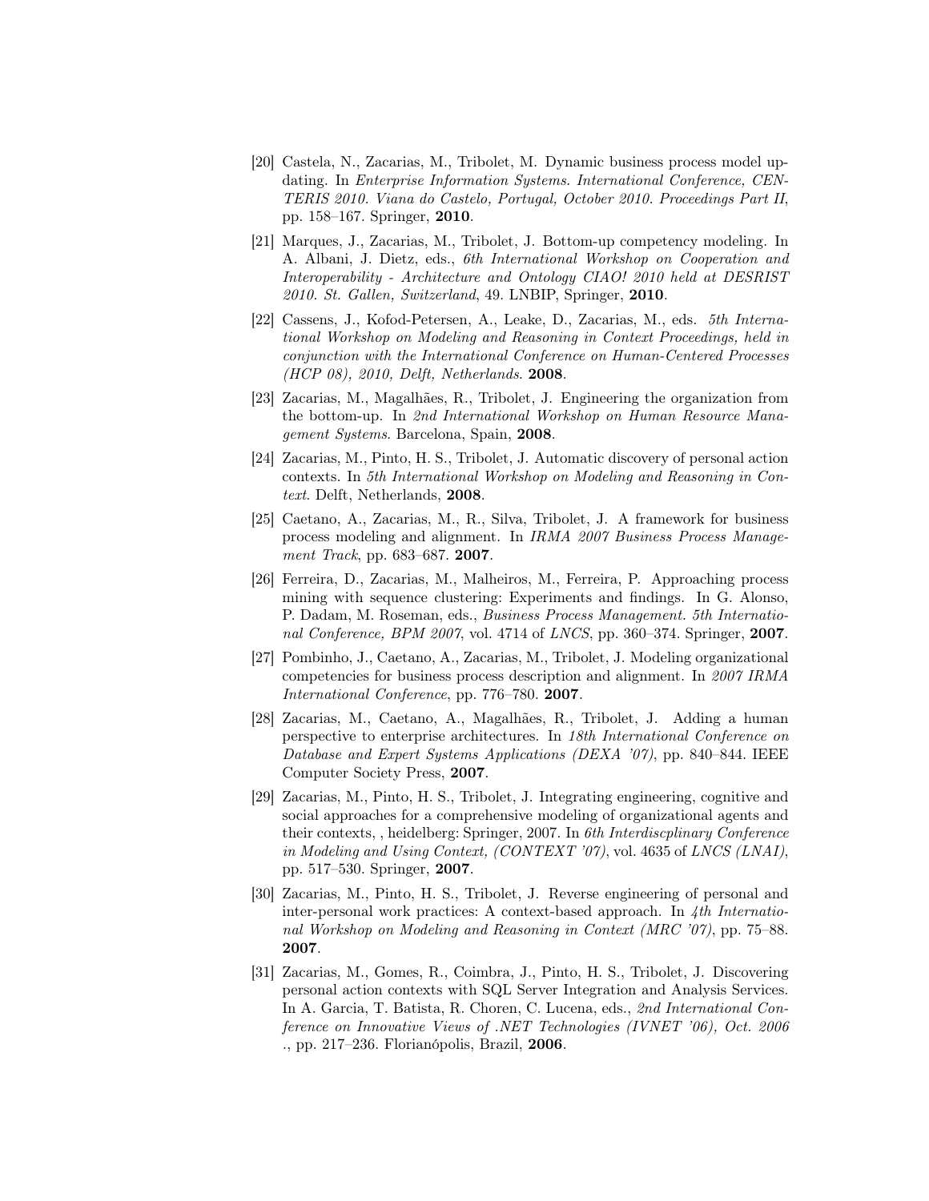[20] Castela, N., Zacarias, M., Tribolet, M. Dynamic business process model updating. In *Enterprise Information Systems. International Conference, CENTERIS 2010. Viana do Castelo, Portugal, October 2010. Proceedings Part II*, pp. 158–167. Springer, **2010**.

[21] Marques, J., Zacarias, M., Tribolet, J. Bottom-up competency modeling. In A. Albani, J. Dietz, eds., *6th International Workshop on Cooperation and Interoperability - Architecture and Ontology CIAO! 2010 held at DESRIST 2010. St. Gallen, Switzerland*, 49. LNBIP, Springer, **2010**.

[22] Cassens, J., Kofod-Petersen, A., Leake, D., Zacarias, M., eds. *5th International Workshop on Modeling and Reasoning in Context Proceedings, held in conjunction with the International Conference on Human-Centered Processes (HCP 08), 2010, Delft, Netherlands*. **2008**.

[23] Zacarias, M., Magalhães, R., Tribolet, J. Engineering the organization from the bottom-up. In *2nd International Workshop on Human Resource Management Systems*. Barcelona, Spain, **2008**.

[24] Zacarias, M., Pinto, H. S., Tribolet, J. Automatic discovery of personal action contexts. In *5th International Workshop on Modeling and Reasoning in Context*. Delft, Netherlands, **2008**.

[25] Caetano, A., Zacarias, M., R., Silva, Tribolet, J. A framework for business process modeling and alignment. In *IRMA 2007 Business Process Management Track*, pp. 683–687. **2007**.

[26] Ferreira, D., Zacarias, M., Malheiros, M., Ferreira, P. Approaching process mining with sequence clustering: Experiments and findings. In G. Alonso, P. Dadam, M. Roseman, eds., *Business Process Management. 5th International Conference, BPM 2007*, vol. 4714 of *LNCS*, pp. 360–374. Springer, **2007**.

[27] Pombinho, J., Caetano, A., Zacarias, M., Tribolet, J. Modeling organizational competencies for business process description and alignment. In *2007 IRMA International Conference*, pp. 776–780. **2007**.

[28] Zacarias, M., Caetano, A., Magalhães, R., Tribolet, J. Adding a human perspective to enterprise architectures. In *18th International Conference on Database and Expert Systems Applications (DEXA '07)*, pp. 840–844. IEEE Computer Society Press, **2007**.

[29] Zacarias, M., Pinto, H. S., Tribolet, J. Integrating engineering, cognitive and social approaches for a comprehensive modeling of organizational agents and their contexts, , heidelberg: Springer, 2007. In *6th Interdiscplinary Conference in Modeling and Using Context, (CONTEXT '07)*, vol. 4635 of *LNCS (LNAI)*, pp. 517–530. Springer, **2007**.

[30] Zacarias, M., Pinto, H. S., Tribolet, J. Reverse engineering of personal and inter-personal work practices: A context-based approach. In *4th International Workshop on Modeling and Reasoning in Context (MRC '07)*, pp. 75–88. **2007**.

[31] Zacarias, M., Gomes, R., Coimbra, J., Pinto, H. S., Tribolet, J. Discovering personal action contexts with SQL Server Integration and Analysis Services. In A. Garcia, T. Batista, R. Choren, C. Lucena, eds., *2nd International Conference on Innovative Views of .NET Technologies (IVNET '06), Oct. 2006 .*, pp. 217–236. Florianópolis, Brazil, **2006**.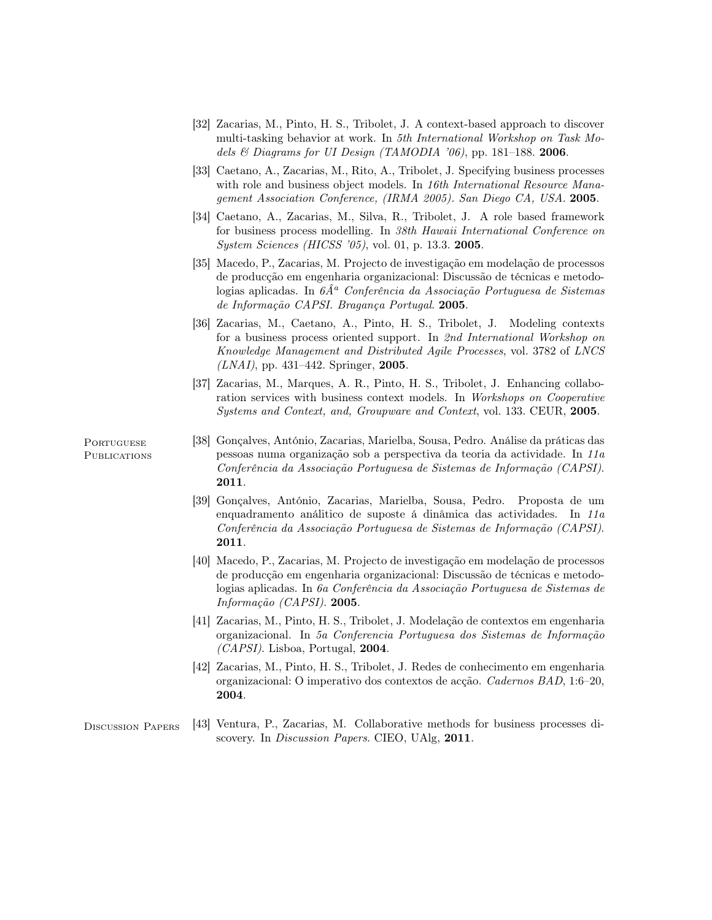[32] Zacarias, M., Pinto, H. S., Tribolet, J. A context-based approach to discover multi-tasking behavior at work. In *5th International Workshop on Task Models & Diagrams for UI Design (TAMODIA '06)*, pp. 181–188. **2006**.

[33] Caetano, A., Zacarias, M., Rito, A., Tribolet, J. Specifying business processes with role and business object models. In *16th International Resource Management Association Conference, (IRMA 2005). San Diego CA, USA*. **2005**.

[34] Caetano, A., Zacarias, M., Silva, R., Tribolet, J. A role based framework for business process modelling. In *38th Hawaii International Conference on System Sciences (HICSS '05)*, vol. 01, p. 13.3. **2005**.

[35] Macedo, P., Zacarias, M. Projecto de investigação em modelação de processos de producção em engenharia organizacional: Discussão de técnicas e metodologias aplicadas. In *6Âª Conferência da Associação Portuguesa de Sistemas de Informação CAPSI. Bragança Portugal*. **2005**.

[36] Zacarias, M., Caetano, A., Pinto, H. S., Tribolet, J. Modeling contexts for a business process oriented support. In *2nd International Workshop on Knowledge Management and Distributed Agile Processes*, vol. 3782 of *LNCS (LNAI)*, pp. 431–442. Springer, **2005**.

[37] Zacarias, M., Marques, A. R., Pinto, H. S., Tribolet, J. Enhancing collaboration services with business context models. In *Workshops on Cooperative Systems and Context, and, Groupware and Context*, vol. 133. CEUR, **2005**.

**Portuguese Publications**

[38] Gonçalves, António, Zacarias, Marielba, Sousa, Pedro. Análise da práticas das pessoas numa organização sob a perspectiva da teoria da actividade. In *11a Conferência da Associação Portuguesa de Sistemas de Informação (CAPSI)*. **2011**.

[39] Gonçalves, António, Zacarias, Marielba, Sousa, Pedro. Proposta de um enquadramento análitico de suposte á dinâmica das actividades. In *11a Conferência da Associação Portuguesa de Sistemas de Informação (CAPSI)*. **2011**.

[40] Macedo, P., Zacarias, M. Projecto de investigação em modelação de processos de producção em engenharia organizacional: Discussão de técnicas e metodologias aplicadas. In *6a Conferência da Associação Portuguesa de Sistemas de Informação (CAPSI)*. **2005**.

[41] Zacarias, M., Pinto, H. S., Tribolet, J. Modelação de contextos em engenharia organizacional. In *5a Conferencia Portuguesa dos Sistemas de Informação (CAPSI)*. Lisboa, Portugal, **2004**.

[42] Zacarias, M., Pinto, H. S., Tribolet, J. Redes de conhecimento em engenharia organizacional: O imperativo dos contextos de acção. *Cadernos BAD*, 1:6–20, **2004**.

**Discussion Papers**

[43] Ventura, P., Zacarias, M. Collaborative methods for business processes discovery. In *Discussion Papers*. CIEO, UAlg, **2011**.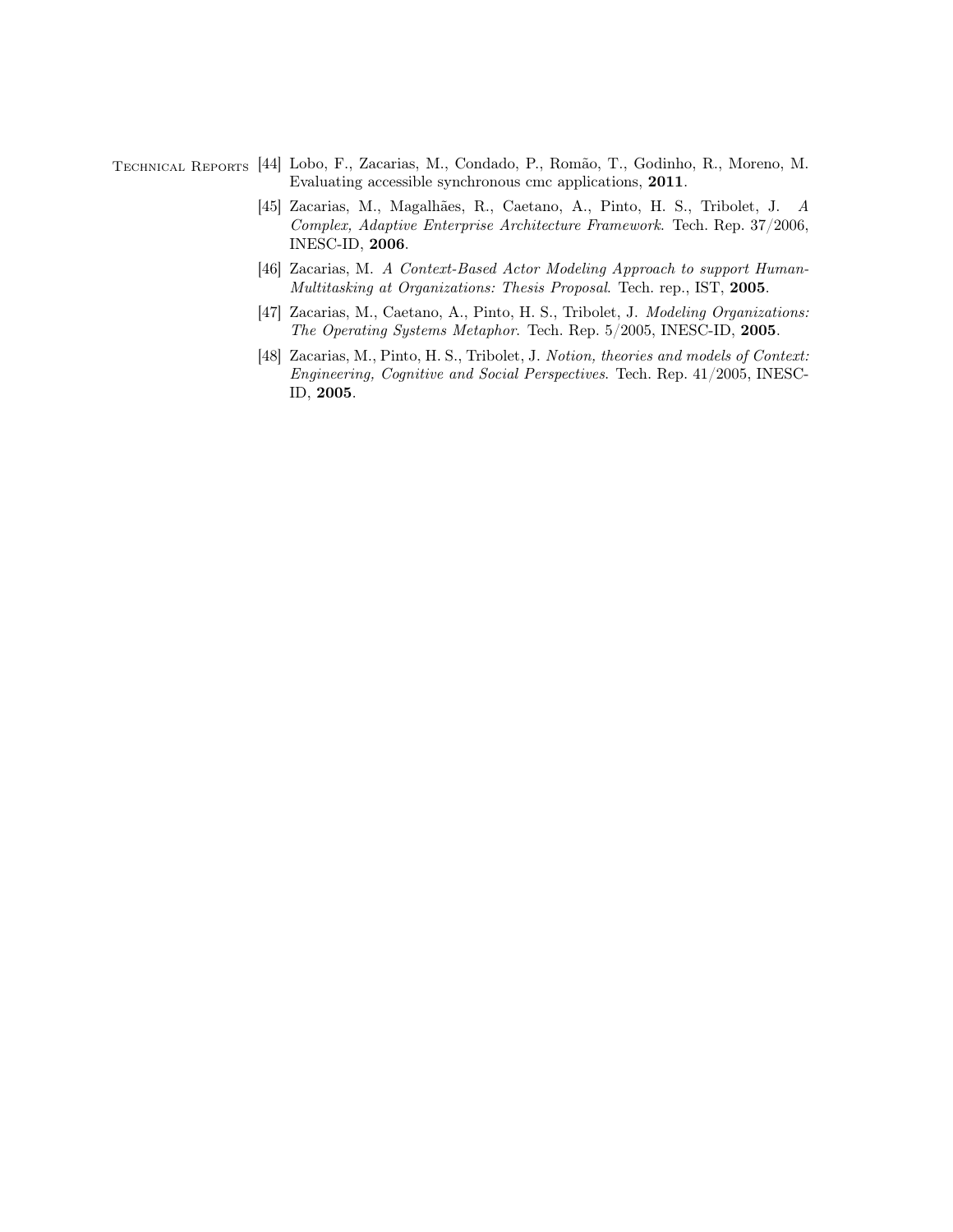## Technical Reports

[44] Lobo, F., Zacarias, M., Condado, P., Romão, T., Godinho, R., Moreno, M. Evaluating accessible synchronous cmc applications, **2011**.

[45] Zacarias, M., Magalhães, R., Caetano, A., Pinto, H. S., Tribolet, J. *A Complex, Adaptive Enterprise Architecture Framework*. Tech. Rep. 37/2006, INESC-ID, **2006**.

[46] Zacarias, M. *A Context-Based Actor Modeling Approach to support Human-Multitasking at Organizations: Thesis Proposal*. Tech. rep., IST, **2005**.

[47] Zacarias, M., Caetano, A., Pinto, H. S., Tribolet, J. *Modeling Organizations: The Operating Systems Metaphor*. Tech. Rep. 5/2005, INESC-ID, **2005**.

[48] Zacarias, M., Pinto, H. S., Tribolet, J. *Notion, theories and models of Context: Engineering, Cognitive and Social Perspectives*. Tech. Rep. 41/2005, INESC-ID, **2005**.